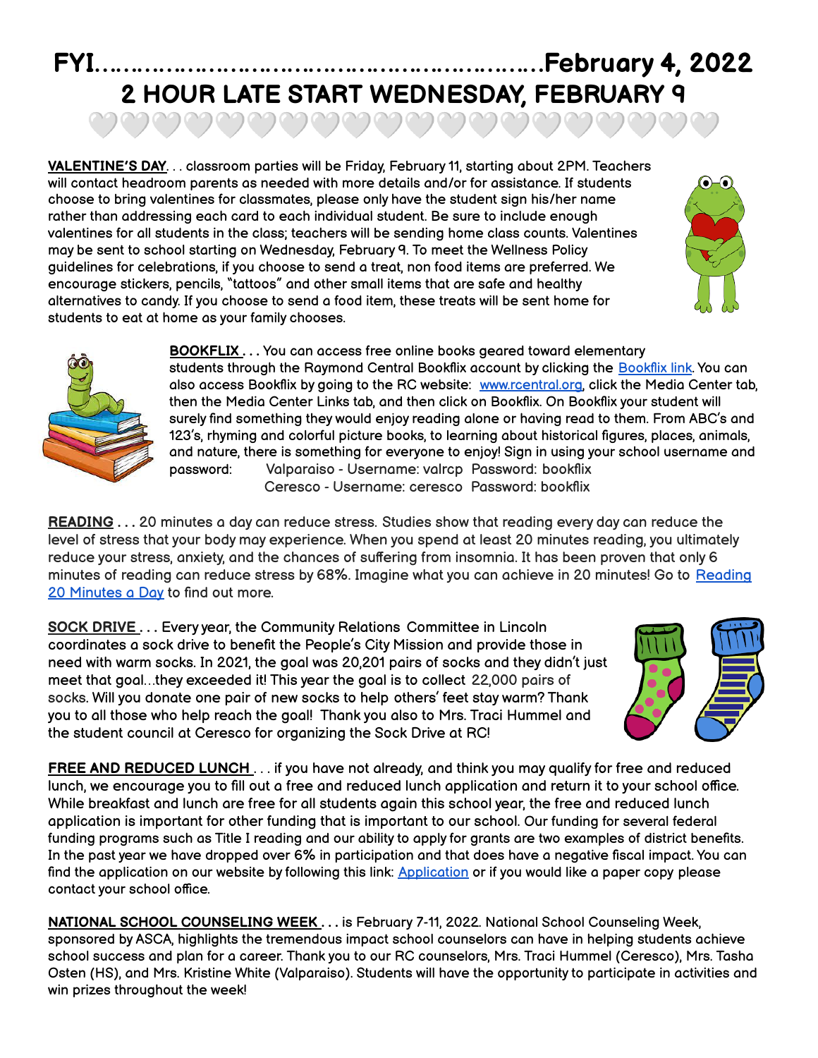# FYI……………………………………………………February 4, 2022

## 2 HOUR LATE START WEDNESDAY, FEBRUARY 9

**VALENTINE'S DAY**. . . classroom parties will be Friday, February 11, starting about 2PM. Teachers will contact headroom parents as needed with more details and/or for assistance. If students choose to bring valentines for classmates, please only have the student sign his/her name rather than addressing each card to each individual student. Be sure to include enough valentines for all students in the class; teachers will be sending home class counts. Valentines may be sent to school starting on Wednesday, February 9. To meet the Wellness Policy guidelines for celebrations, if you choose to send a treat, non food items are preferred. We encourage stickers, pencils, "tattoos" and other small items that are safe and healthy alternatives to candy. If you choose to send a food item, these treats will be sent home for students to eat at home as your family chooses.

**BOOKFLIX . . .** You can access free online books geared toward elementary students through the Raymond Central Bookflix account by clicking the Bookflix link. You can also access Bookflix by going to the RC website: www.rcentral.org, click the Media Center tab, then the Media Center Links tab, and then click on Bookflix. On Bookflix your student will surely find something they would enjoy reading alone or having read to them. From ABC's and 123's, rhyming and colorful picture books, to learning about historical figures, places, animals, and nature, there is something for everyone to enjoy! Sign in using your school username and password: Valparaiso - Username: valrcp Password: bookflix
Ceresco - Username: ceresco Password: bookflix

**READING . . .** 20 minutes a day can reduce stress. Studies show that reading every day can reduce the level of stress that your body may experience. When you spend at least 20 minutes reading, you ultimately reduce your stress, anxiety, and the chances of suffering from insomnia. It has been proven that only 6 minutes of reading can reduce stress by 68%. Imagine what you can achieve in 20 minutes! Go to Reading 20 Minutes a Day to find out more.

**SOCK DRIVE . . .** Every year, the Community Relations Committee in Lincoln coordinates a sock drive to benefit the People's City Mission and provide those in need with warm socks. In 2021, the goal was 20,201 pairs of socks and they didn't just meet that goal…they exceeded it! This year the goal is to collect 22,000 pairs of socks. Will you donate one pair of new socks to help others' feet stay warm? Thank you to all those who help reach the goal! Thank you also to Mrs. Traci Hummel and the student council at Ceresco for organizing the Sock Drive at RC!

**FREE AND REDUCED LUNCH . . .** if you have not already, and think you may qualify for free and reduced lunch, we encourage you to fill out a free and reduced lunch application and return it to your school office. While breakfast and lunch are free for all students again this school year, the free and reduced lunch application is important for other funding that is important to our school. Our funding for several federal funding programs such as Title I reading and our ability to apply for grants are two examples of district benefits. In the past year we have dropped over 6% in participation and that does have a negative fiscal impact. You can find the application on our website by following this link: Application or if you would like a paper copy please contact your school office.

**NATIONAL SCHOOL COUNSELING WEEK . . .** is February 7-11, 2022. National School Counseling Week, sponsored by ASCA, highlights the tremendous impact school counselors can have in helping students achieve school success and plan for a career. Thank you to our RC counselors, Mrs. Traci Hummel (Ceresco), Mrs. Tasha Osten (HS), and Mrs. Kristine White (Valparaiso). Students will have the opportunity to participate in activities and win prizes throughout the week!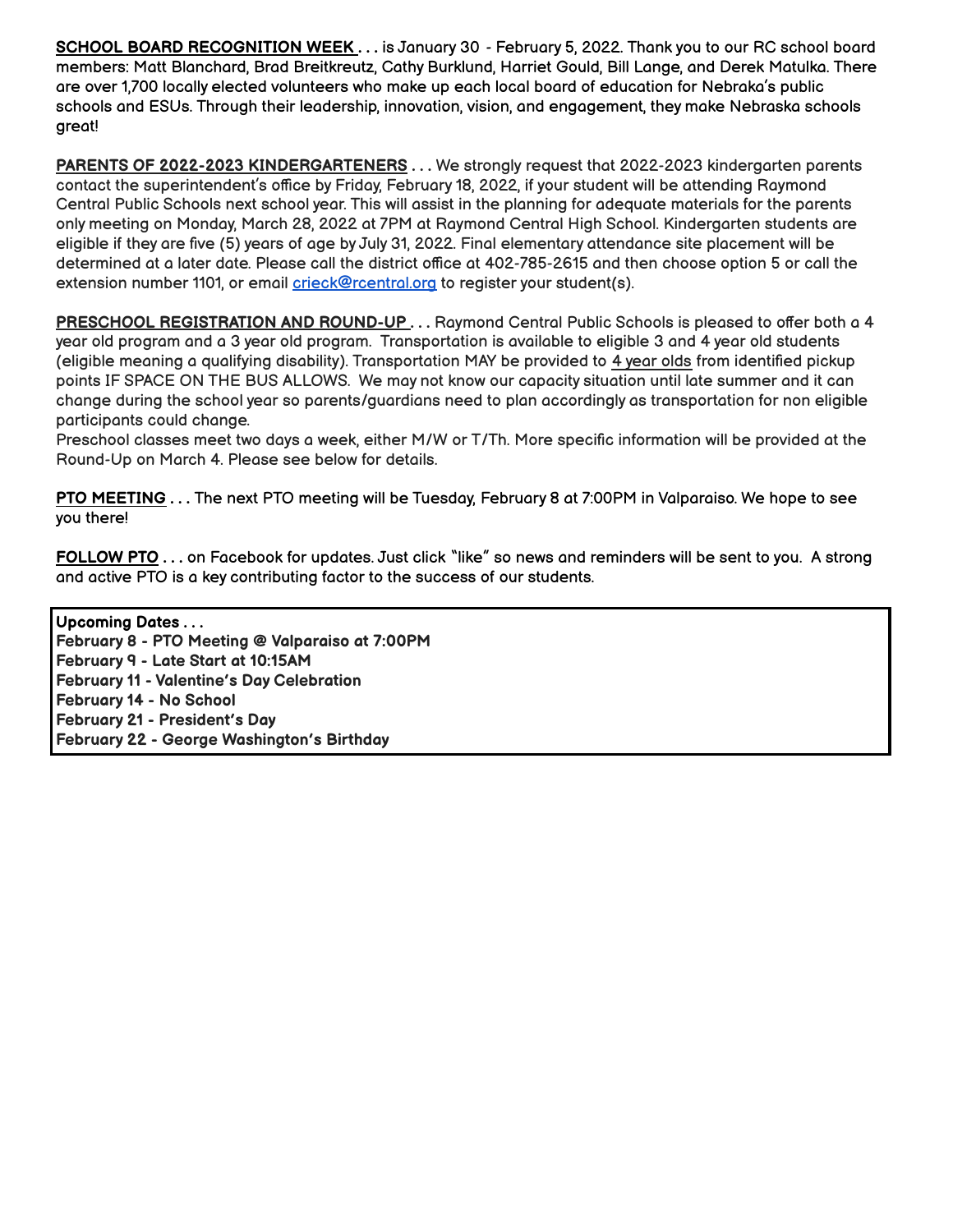**SCHOOL BOARD RECOGNITION WEEK . . .** is January 30 - February 5, 2022. Thank you to our RC school board members: Matt Blanchard, Brad Breitkreutz, Cathy Burklund, Harriet Gould, Bill Lange, and Derek Matulka. There are over 1,700 locally elected volunteers who make up each local board of education for Nebraka's public schools and ESUs. Through their leadership, innovation, vision, and engagement, they make Nebraska schools great!

**PARENTS OF 2022-2023 KINDERGARTENERS . . .** We strongly request that 2022-2023 kindergarten parents contact the superintendent's office by Friday, February 18, 2022, if your student will be attending Raymond Central Public Schools next school year. This will assist in the planning for adequate materials for the parents only meeting on Monday, March 28, 2022 at 7PM at Raymond Central High School. Kindergarten students are eligible if they are five (5) years of age by July 31, 2022. Final elementary attendance site placement will be determined at a later date. Please call the district office at 402-785-2615 and then choose option 5 or call the extension number 1101, or email crieck@rcentral.org to register your student(s).

**PRESCHOOL REGISTRATION AND ROUND-UP . . .** Raymond Central Public Schools is pleased to offer both a 4 year old program and a 3 year old program. Transportation is available to eligible 3 and 4 year old students (eligible meaning a qualifying disability). Transportation MAY be provided to 4 year olds from identified pickup points IF SPACE ON THE BUS ALLOWS. We may not know our capacity situation until late summer and it can change during the school year so parents/guardians need to plan accordingly as transportation for non eligible participants could change.
Preschool classes meet two days a week, either M/W or T/Th. More specific information will be provided at the Round-Up on March 4. Please see below for details.

**PTO MEETING . . .** The next PTO meeting will be Tuesday, February 8 at 7:00PM in Valparaiso. We hope to see you there!

**FOLLOW PTO . . .** on Facebook for updates. Just click "like" so news and reminders will be sent to you. A strong and active PTO is a key contributing factor to the success of our students.

**Upcoming Dates . . .**
**February 8 - PTO Meeting @ Valparaiso at 7:00PM**
**February 9 - Late Start at 10:15AM**
**February 11 - Valentine's Day Celebration**
**February 14 - No School**
**February 21 - President's Day**
**February 22 - George Washington's Birthday**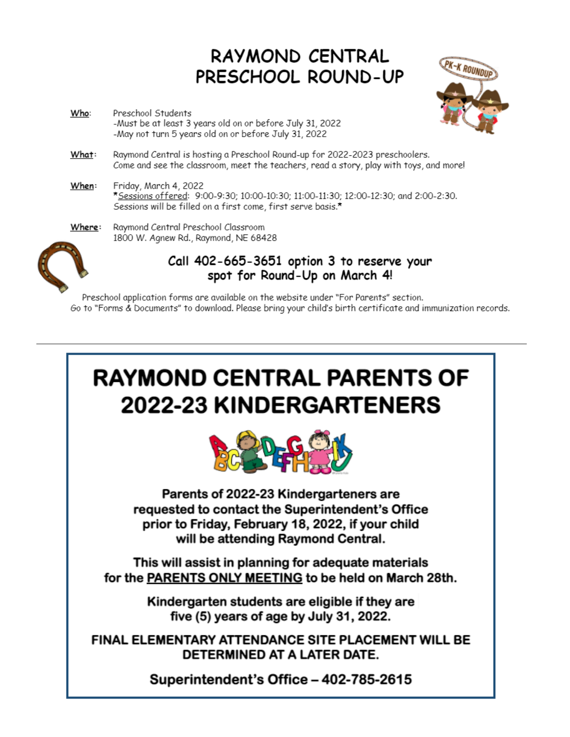# RAYMOND CENTRAL PRESCHOOL ROUND-UP

PK-K ROUNDUP

**Who**: Preschool Students
-Must be at least 3 years old on or before July 31, 2022
-May not turn 5 years old on or before July 31, 2022

**What**: Raymond Central is hosting a Preschool Round-up for 2022-2023 preschoolers. Come and see the classroom, meet the teachers, read a story, play with toys, and more!

**When**: Friday, March 4, 2022
*Sessions offered: 9:00-9:30; 10:00-10:30; 11:00-11:30; 12:00-12:30; and 2:00-2:30. Sessions will be filled on a first come, first serve basis.*

**Where**: Raymond Central Preschool Classroom
1800 W. Agnew Rd., Raymond, NE 68428

**Call 402-665-3651 option 3 to reserve your spot for Round-Up on March 4!**

Preschool application forms are available on the website under "For Parents" section. Go to "Forms & Documents" to download. Please bring your child's birth certificate and immunization records.

---

# RAYMOND CENTRAL PARENTS OF 2022-23 KINDERGARTENERS

**Parents of 2022-23 Kindergarteners are requested to contact the Superintendent's Office prior to Friday, February 18, 2022, if your child will be attending Raymond Central.**

**This will assist in planning for adequate materials for the PARENTS ONLY MEETING to be held on March 28th.**

**Kindergarten students are eligible if they are five (5) years of age by July 31, 2022.**

**FINAL ELEMENTARY ATTENDANCE SITE PLACEMENT WILL BE DETERMINED AT A LATER DATE.**

**Superintendent's Office – 402-785-2615**